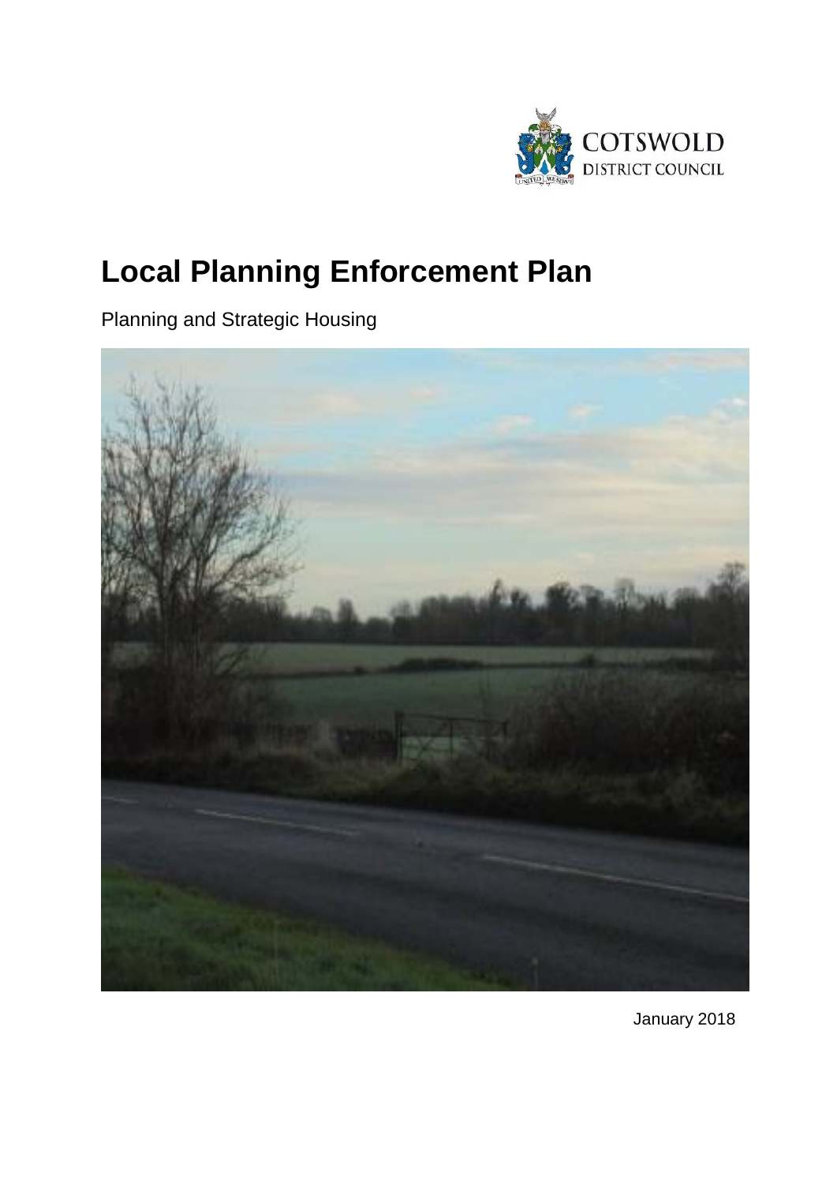COTSWOLD DISTRICT COUNCIL

# Local Planning Enforcement Plan

Planning and Strategic Housing

January 2018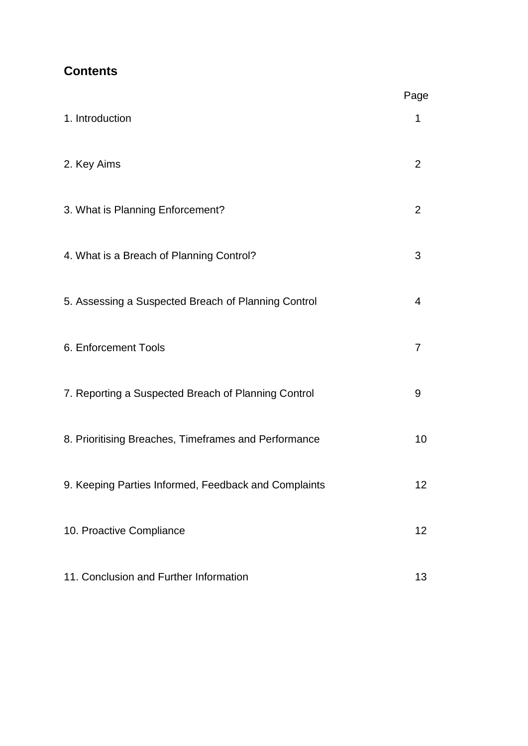## Contents

| | Page |
|---|---|
| 1. Introduction | 1 |
| 2. Key Aims | 2 |
| 3. What is Planning Enforcement? | 2 |
| 4. What is a Breach of Planning Control? | 3 |
| 5. Assessing a Suspected Breach of Planning Control | 4 |
| 6. Enforcement Tools | 7 |
| 7. Reporting a Suspected Breach of Planning Control | 9 |
| 8. Prioritising Breaches, Timeframes and Performance | 10 |
| 9. Keeping Parties Informed, Feedback and Complaints | 12 |
| 10. Proactive Compliance | 12 |
| 11. Conclusion and Further Information | 13 |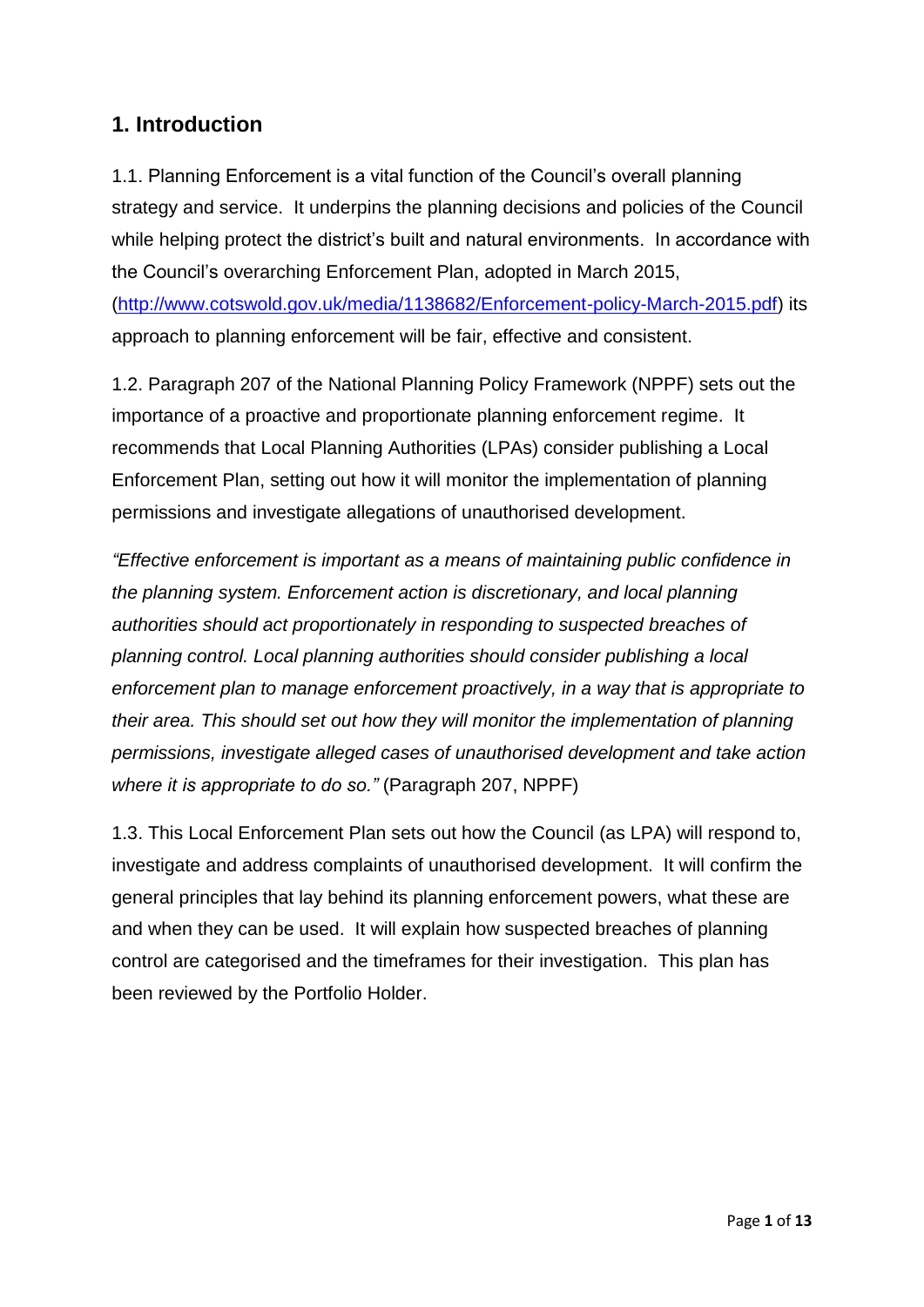## 1. Introduction

1.1. Planning Enforcement is a vital function of the Council's overall planning strategy and service. It underpins the planning decisions and policies of the Council while helping protect the district's built and natural environments. In accordance with the Council's overarching Enforcement Plan, adopted in March 2015, (http://www.cotswold.gov.uk/media/1138682/Enforcement-policy-March-2015.pdf) its approach to planning enforcement will be fair, effective and consistent.

1.2. Paragraph 207 of the National Planning Policy Framework (NPPF) sets out the importance of a proactive and proportionate planning enforcement regime. It recommends that Local Planning Authorities (LPAs) consider publishing a Local Enforcement Plan, setting out how it will monitor the implementation of planning permissions and investigate allegations of unauthorised development.

*"Effective enforcement is important as a means of maintaining public confidence in the planning system. Enforcement action is discretionary, and local planning authorities should act proportionately in responding to suspected breaches of planning control. Local planning authorities should consider publishing a local enforcement plan to manage enforcement proactively, in a way that is appropriate to their area. This should set out how they will monitor the implementation of planning permissions, investigate alleged cases of unauthorised development and take action where it is appropriate to do so."* (Paragraph 207, NPPF)

1.3. This Local Enforcement Plan sets out how the Council (as LPA) will respond to, investigate and address complaints of unauthorised development. It will confirm the general principles that lay behind its planning enforcement powers, what these are and when they can be used. It will explain how suspected breaches of planning control are categorised and the timeframes for their investigation. This plan has been reviewed by the Portfolio Holder.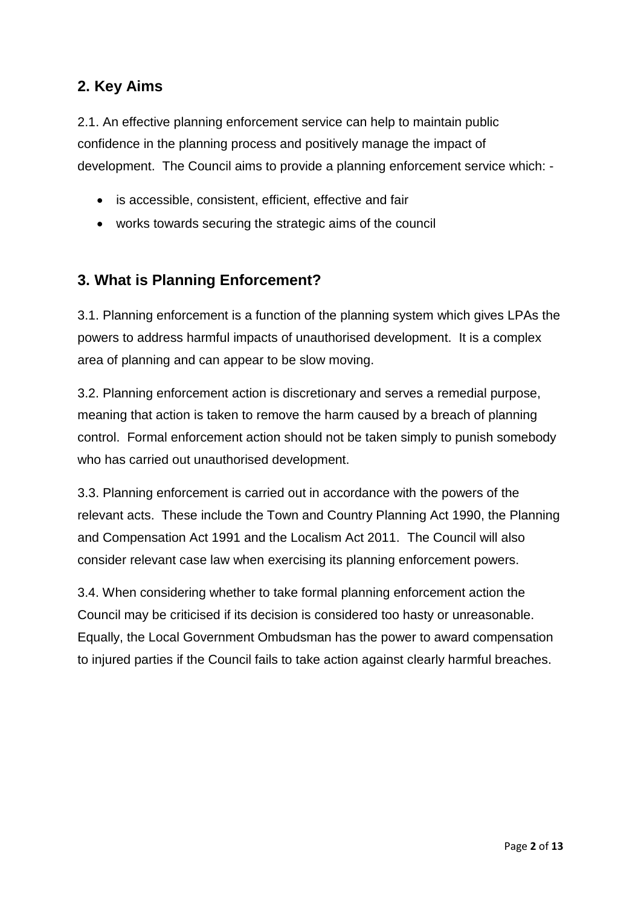## 2. Key Aims

2.1. An effective planning enforcement service can help to maintain public confidence in the planning process and positively manage the impact of development. The Council aims to provide a planning enforcement service which: -

- is accessible, consistent, efficient, effective and fair
- works towards securing the strategic aims of the council

## 3. What is Planning Enforcement?

3.1. Planning enforcement is a function of the planning system which gives LPAs the powers to address harmful impacts of unauthorised development. It is a complex area of planning and can appear to be slow moving.

3.2. Planning enforcement action is discretionary and serves a remedial purpose, meaning that action is taken to remove the harm caused by a breach of planning control. Formal enforcement action should not be taken simply to punish somebody who has carried out unauthorised development.

3.3. Planning enforcement is carried out in accordance with the powers of the relevant acts. These include the Town and Country Planning Act 1990, the Planning and Compensation Act 1991 and the Localism Act 2011. The Council will also consider relevant case law when exercising its planning enforcement powers.

3.4. When considering whether to take formal planning enforcement action the Council may be criticised if its decision is considered too hasty or unreasonable. Equally, the Local Government Ombudsman has the power to award compensation to injured parties if the Council fails to take action against clearly harmful breaches.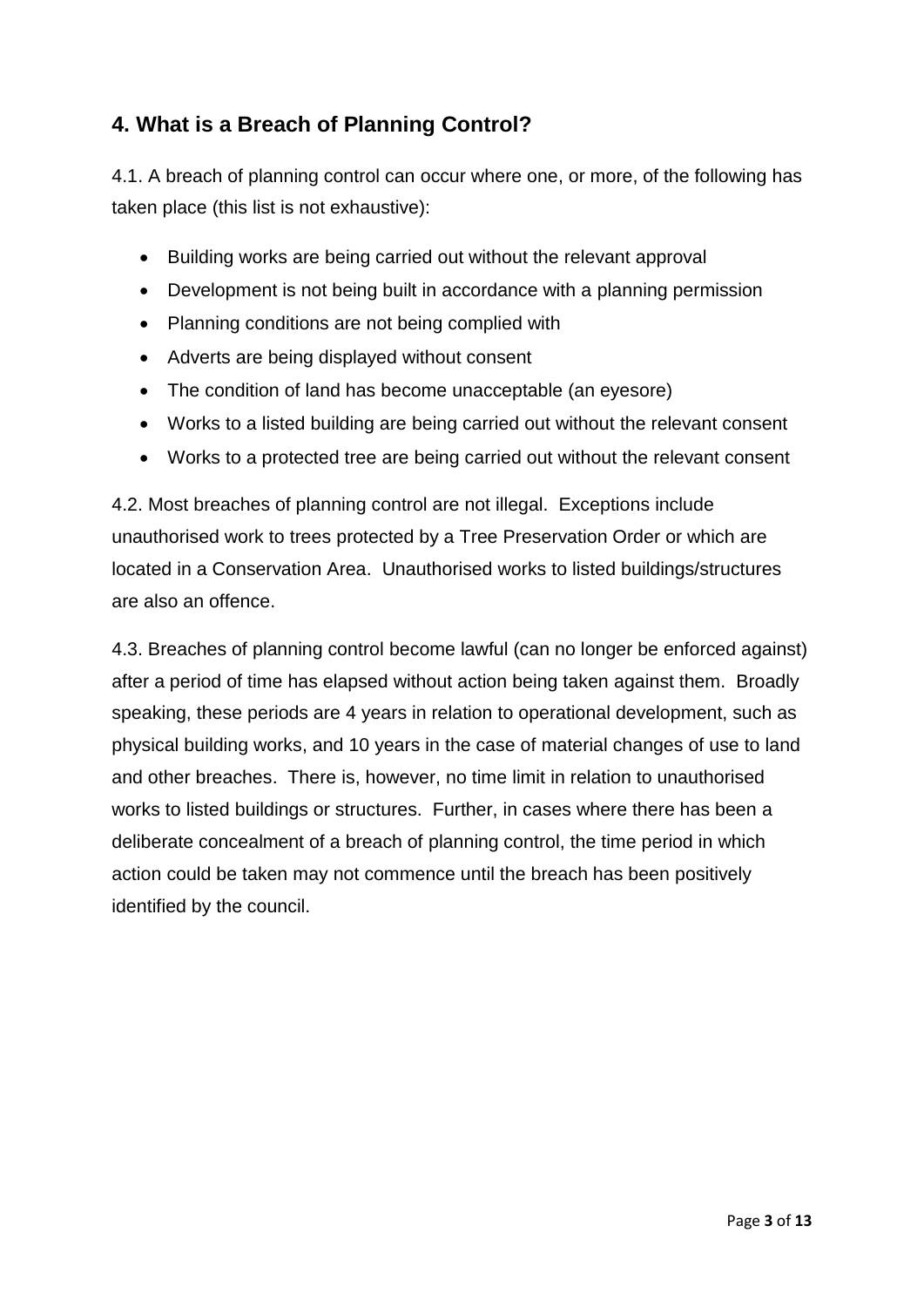## 4. What is a Breach of Planning Control?

4.1. A breach of planning control can occur where one, or more, of the following has taken place (this list is not exhaustive):

- Building works are being carried out without the relevant approval
- Development is not being built in accordance with a planning permission
- Planning conditions are not being complied with
- Adverts are being displayed without consent
- The condition of land has become unacceptable (an eyesore)
- Works to a listed building are being carried out without the relevant consent
- Works to a protected tree are being carried out without the relevant consent

4.2. Most breaches of planning control are not illegal. Exceptions include unauthorised work to trees protected by a Tree Preservation Order or which are located in a Conservation Area. Unauthorised works to listed buildings/structures are also an offence.

4.3. Breaches of planning control become lawful (can no longer be enforced against) after a period of time has elapsed without action being taken against them. Broadly speaking, these periods are 4 years in relation to operational development, such as physical building works, and 10 years in the case of material changes of use to land and other breaches. There is, however, no time limit in relation to unauthorised works to listed buildings or structures. Further, in cases where there has been a deliberate concealment of a breach of planning control, the time period in which action could be taken may not commence until the breach has been positively identified by the council.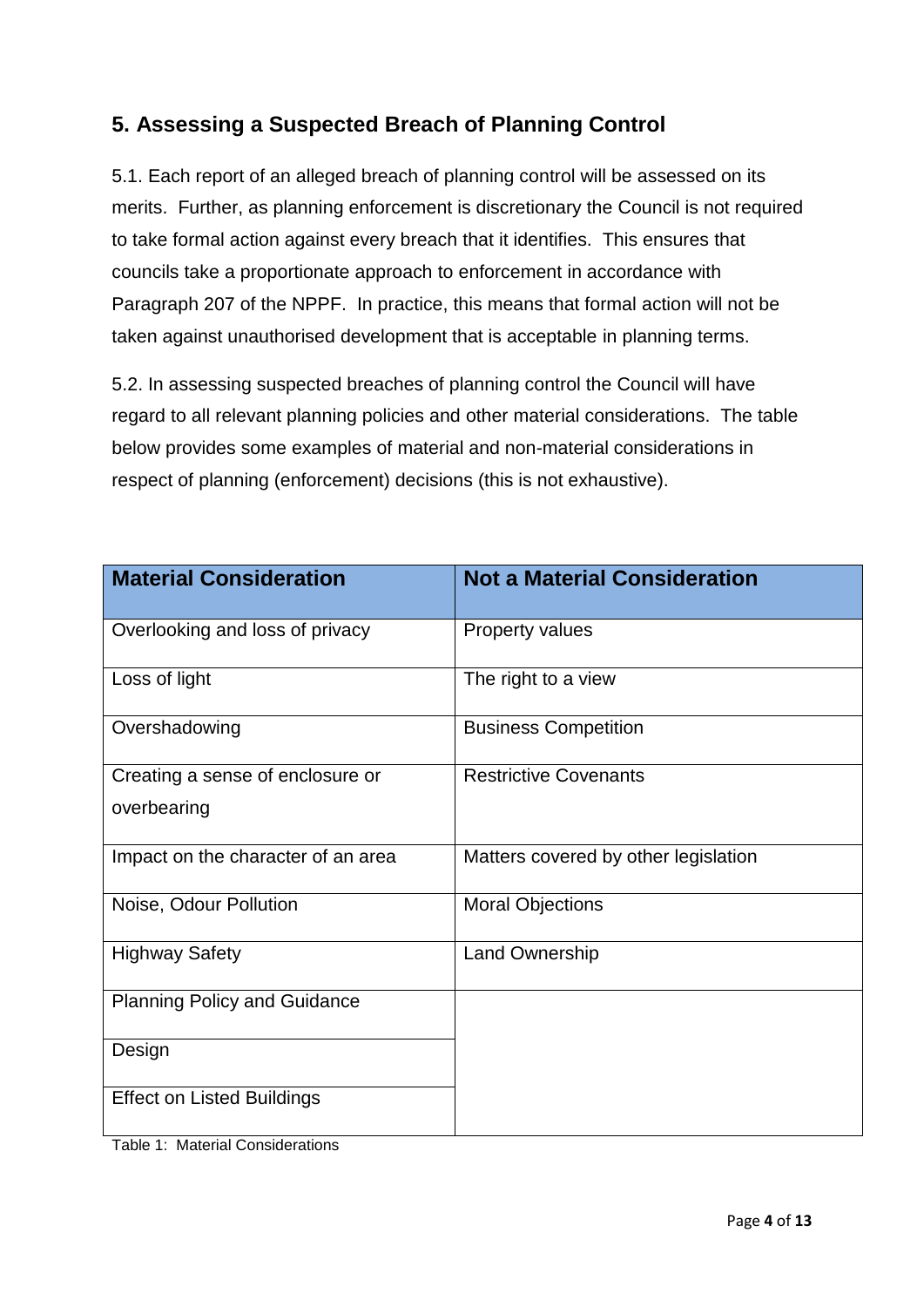## 5. Assessing a Suspected Breach of Planning Control

5.1. Each report of an alleged breach of planning control will be assessed on its merits. Further, as planning enforcement is discretionary the Council is not required to take formal action against every breach that it identifies. This ensures that councils take a proportionate approach to enforcement in accordance with Paragraph 207 of the NPPF. In practice, this means that formal action will not be taken against unauthorised development that is acceptable in planning terms.

5.2. In assessing suspected breaches of planning control the Council will have regard to all relevant planning policies and other material considerations. The table below provides some examples of material and non-material considerations in respect of planning (enforcement) decisions (this is not exhaustive).

| Material Consideration | Not a Material Consideration |
|---|---|
| Overlooking and loss of privacy | Property values |
| Loss of light | The right to a view |
| Overshadowing | Business Competition |
| Creating a sense of enclosure or overbearing | Restrictive Covenants |
| Impact on the character of an area | Matters covered by other legislation |
| Noise, Odour Pollution | Moral Objections |
| Highway Safety | Land Ownership |
| Planning Policy and Guidance | |
| Design | |
| Effect on Listed Buildings | |

Table 1: Material Considerations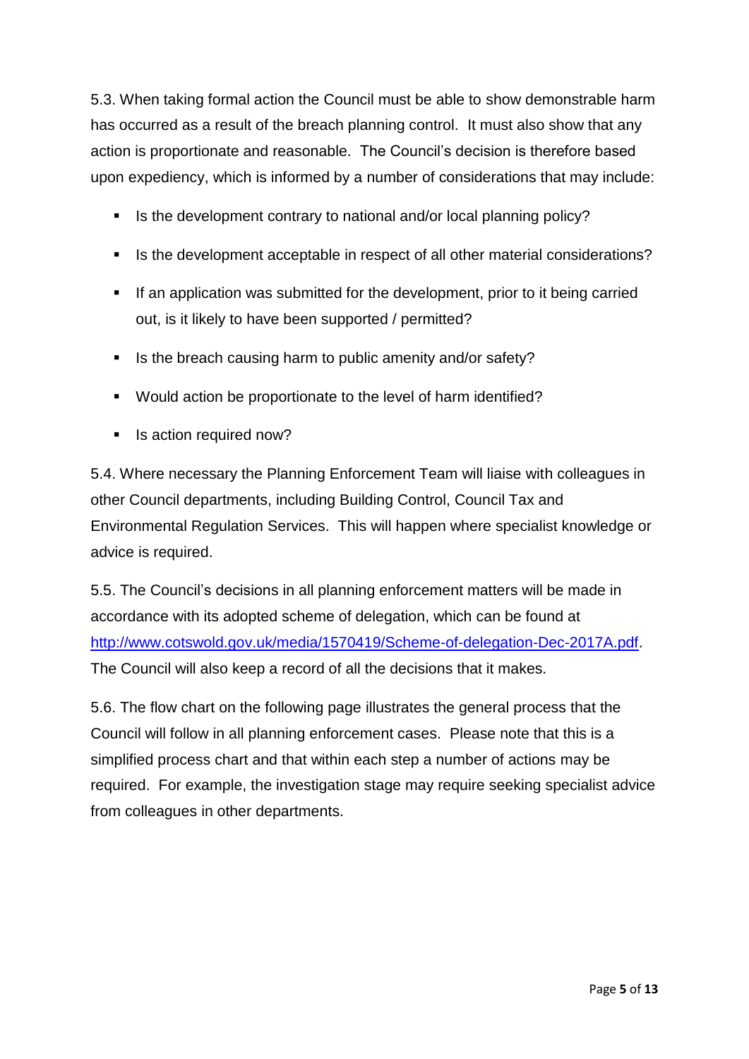5.3. When taking formal action the Council must be able to show demonstrable harm has occurred as a result of the breach planning control. It must also show that any action is proportionate and reasonable. The Council's decision is therefore based upon expediency, which is informed by a number of considerations that may include:

- Is the development contrary to national and/or local planning policy?
- Is the development acceptable in respect of all other material considerations?
- If an application was submitted for the development, prior to it being carried out, is it likely to have been supported / permitted?
- Is the breach causing harm to public amenity and/or safety?
- Would action be proportionate to the level of harm identified?
- Is action required now?

5.4. Where necessary the Planning Enforcement Team will liaise with colleagues in other Council departments, including Building Control, Council Tax and Environmental Regulation Services. This will happen where specialist knowledge or advice is required.

5.5. The Council's decisions in all planning enforcement matters will be made in accordance with its adopted scheme of delegation, which can be found at [http://www.cotswold.gov.uk/media/1570419/Scheme-of-delegation-Dec-2017A.pdf](http://www.cotswold.gov.uk/media/1570419/Scheme-of-delegation-Dec-2017A.pdf). The Council will also keep a record of all the decisions that it makes.

5.6. The flow chart on the following page illustrates the general process that the Council will follow in all planning enforcement cases. Please note that this is a simplified process chart and that within each step a number of actions may be required. For example, the investigation stage may require seeking specialist advice from colleagues in other departments.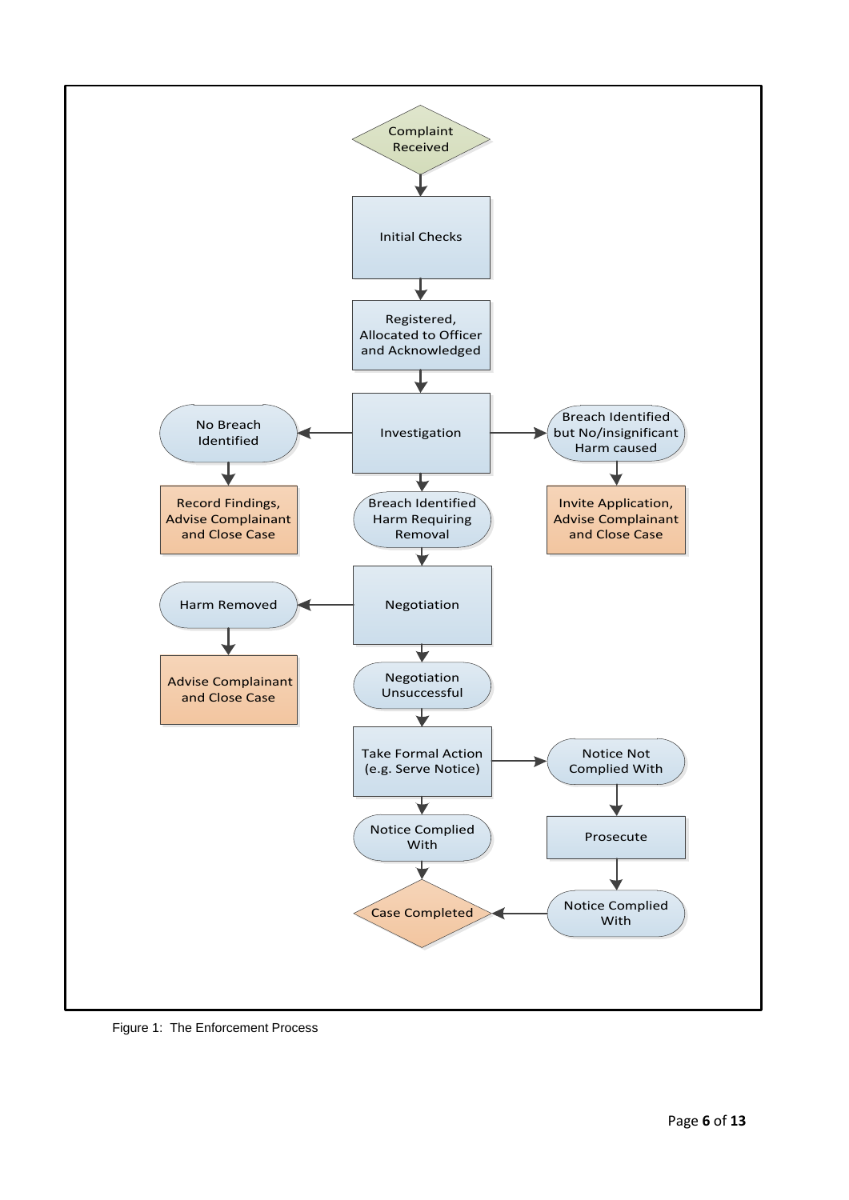Complaint Received

Initial Checks

Registered, Allocated to Officer and Acknowledged

Investigation

No Breach Identified

Record Findings, Advise Complainant and Close Case

Breach Identified but No/insignificant Harm caused

Invite Application, Advise Complainant and Close Case

Breach Identified Harm Requiring Removal

Negotiation

Harm Removed

Advise Complainant and Close Case

Negotiation Unsuccessful

Take Formal Action (e.g. Serve Notice)

Notice Not Complied With

Prosecute

Notice Complied With

Notice Complied With

Case Completed

Figure 1: The Enforcement Process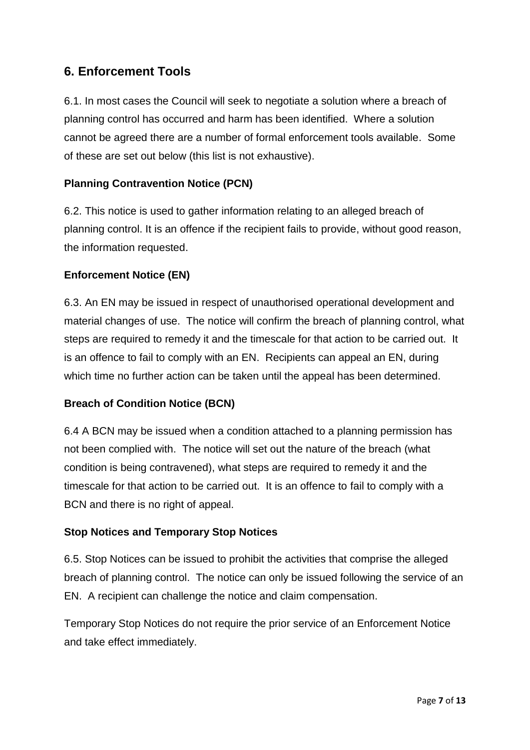## 6. Enforcement Tools

6.1. In most cases the Council will seek to negotiate a solution where a breach of planning control has occurred and harm has been identified. Where a solution cannot be agreed there are a number of formal enforcement tools available. Some of these are set out below (this list is not exhaustive).

**Planning Contravention Notice (PCN)**

6.2. This notice is used to gather information relating to an alleged breach of planning control. It is an offence if the recipient fails to provide, without good reason, the information requested.

**Enforcement Notice (EN)**

6.3. An EN may be issued in respect of unauthorised operational development and material changes of use. The notice will confirm the breach of planning control, what steps are required to remedy it and the timescale for that action to be carried out. It is an offence to fail to comply with an EN. Recipients can appeal an EN, during which time no further action can be taken until the appeal has been determined.

**Breach of Condition Notice (BCN)**

6.4 A BCN may be issued when a condition attached to a planning permission has not been complied with. The notice will set out the nature of the breach (what condition is being contravened), what steps are required to remedy it and the timescale for that action to be carried out. It is an offence to fail to comply with a BCN and there is no right of appeal.

**Stop Notices and Temporary Stop Notices**

6.5. Stop Notices can be issued to prohibit the activities that comprise the alleged breach of planning control. The notice can only be issued following the service of an EN. A recipient can challenge the notice and claim compensation.

Temporary Stop Notices do not require the prior service of an Enforcement Notice and take effect immediately.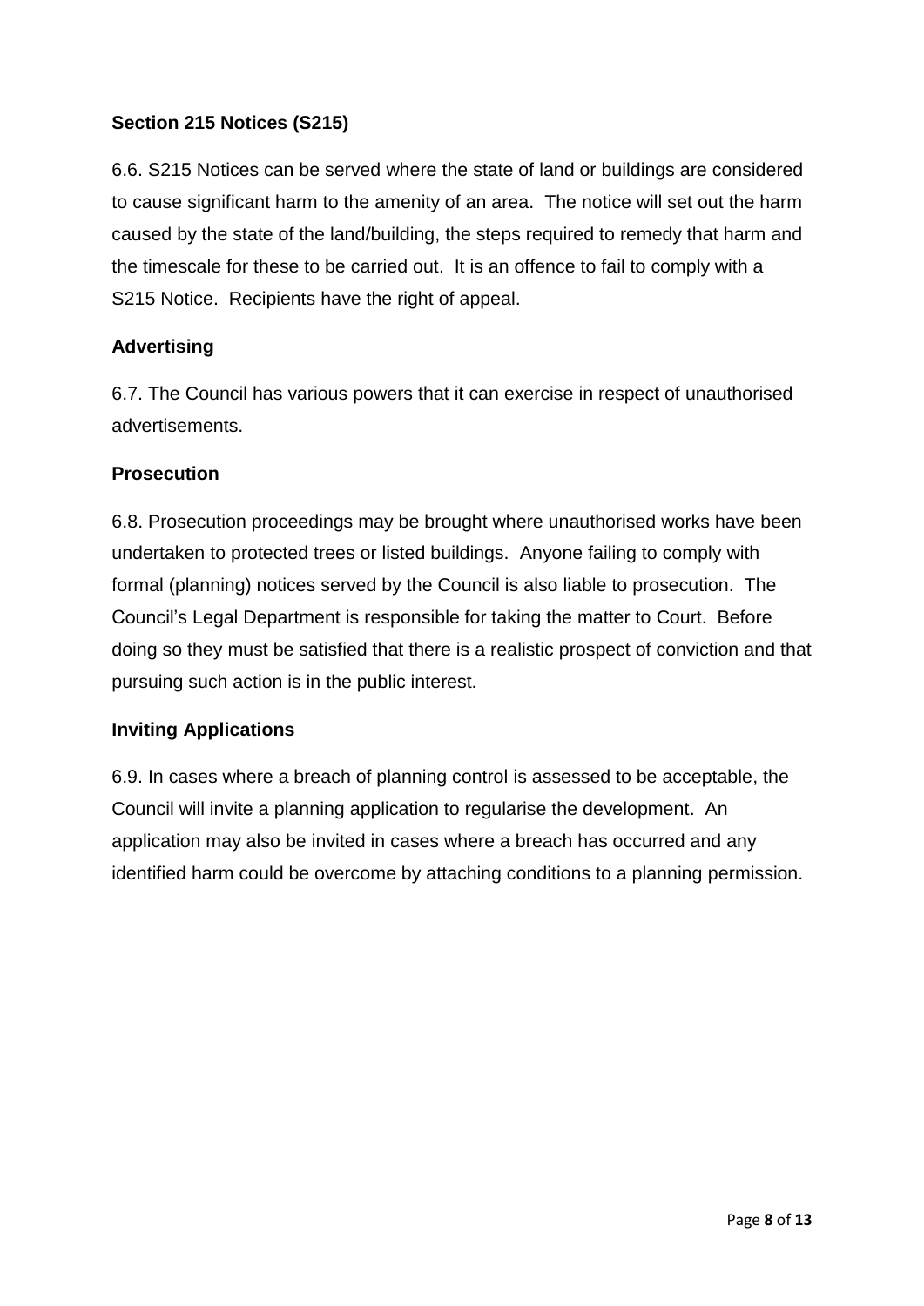**Section 215 Notices (S215)**

6.6. S215 Notices can be served where the state of land or buildings are considered to cause significant harm to the amenity of an area. The notice will set out the harm caused by the state of the land/building, the steps required to remedy that harm and the timescale for these to be carried out. It is an offence to fail to comply with a S215 Notice. Recipients have the right of appeal.

**Advertising**

6.7. The Council has various powers that it can exercise in respect of unauthorised advertisements.

**Prosecution**

6.8. Prosecution proceedings may be brought where unauthorised works have been undertaken to protected trees or listed buildings. Anyone failing to comply with formal (planning) notices served by the Council is also liable to prosecution. The Council's Legal Department is responsible for taking the matter to Court. Before doing so they must be satisfied that there is a realistic prospect of conviction and that pursuing such action is in the public interest.

**Inviting Applications**

6.9. In cases where a breach of planning control is assessed to be acceptable, the Council will invite a planning application to regularise the development. An application may also be invited in cases where a breach has occurred and any identified harm could be overcome by attaching conditions to a planning permission.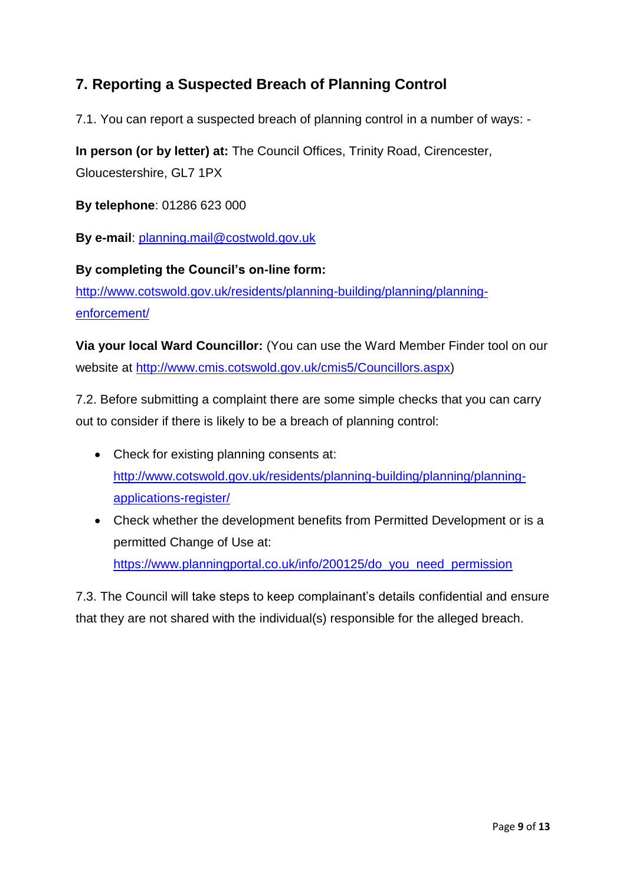## 7. Reporting a Suspected Breach of Planning Control

7.1. You can report a suspected breach of planning control in a number of ways: -

**In person (or by letter) at:** The Council Offices, Trinity Road, Cirencester, Gloucestershire, GL7 1PX

**By telephone**: 01286 623 000

**By e-mail**: planning.mail@costwold.gov.uk

**By completing the Council's on-line form:**
http://www.cotswold.gov.uk/residents/planning-building/planning/planning-enforcement/

**Via your local Ward Councillor:** (You can use the Ward Member Finder tool on our website at http://www.cmis.cotswold.gov.uk/cmis5/Councillors.aspx)

7.2. Before submitting a complaint there are some simple checks that you can carry out to consider if there is likely to be a breach of planning control:

- Check for existing planning consents at: http://www.cotswold.gov.uk/residents/planning-building/planning/planning-applications-register/
- Check whether the development benefits from Permitted Development or is a permitted Change of Use at: https://www.planningportal.co.uk/info/200125/do_you_need_permission

7.3. The Council will take steps to keep complainant's details confidential and ensure that they are not shared with the individual(s) responsible for the alleged breach.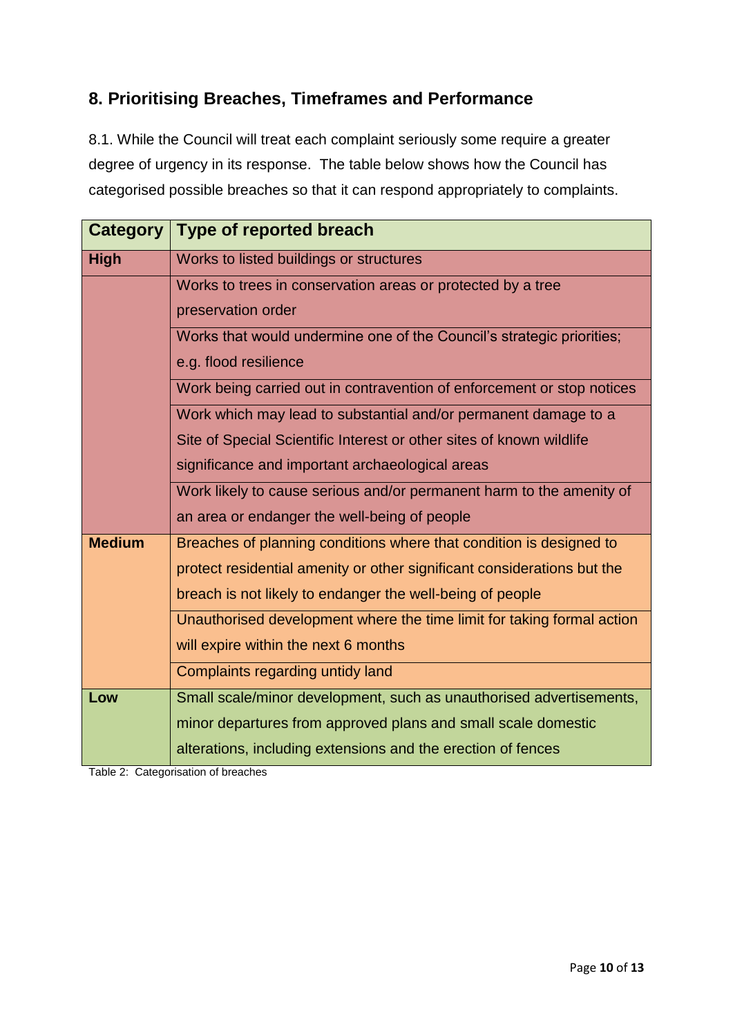## 8. Prioritising Breaches, Timeframes and Performance

8.1. While the Council will treat each complaint seriously some require a greater degree of urgency in its response. The table below shows how the Council has categorised possible breaches so that it can respond appropriately to complaints.

| Category | Type of reported breach |
|---|---|
| **High** | Works to listed buildings or structures |
| | Works to trees in conservation areas or protected by a tree preservation order |
| | Works that would undermine one of the Council's strategic priorities; e.g. flood resilience |
| | Work being carried out in contravention of enforcement or stop notices |
| | Work which may lead to substantial and/or permanent damage to a Site of Special Scientific Interest or other sites of known wildlife significance and important archaeological areas |
| | Work likely to cause serious and/or permanent harm to the amenity of an area or endanger the well-being of people |
| **Medium** | Breaches of planning conditions where that condition is designed to protect residential amenity or other significant considerations but the breach is not likely to endanger the well-being of people |
| | Unauthorised development where the time limit for taking formal action will expire within the next 6 months |
| | Complaints regarding untidy land |
| **Low** | Small scale/minor development, such as unauthorised advertisements, minor departures from approved plans and small scale domestic alterations, including extensions and the erection of fences |

Table 2: Categorisation of breaches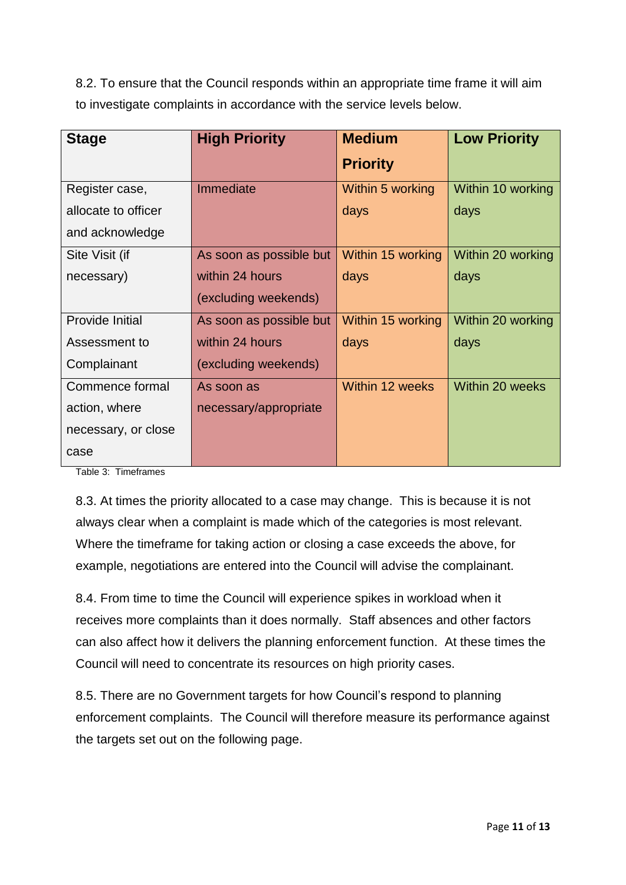8.2. To ensure that the Council responds within an appropriate time frame it will aim to investigate complaints in accordance with the service levels below.

| Stage | High Priority | Medium Priority | Low Priority |
|---|---|---|---|
| Register case, allocate to officer and acknowledge | Immediate | Within 5 working days | Within 10 working days |
| Site Visit (if necessary) | As soon as possible but within 24 hours (excluding weekends) | Within 15 working days | Within 20 working days |
| Provide Initial Assessment to Complainant | As soon as possible but within 24 hours (excluding weekends) | Within 15 working days | Within 20 working days |
| Commence formal action, where necessary, or close case | As soon as necessary/appropriate | Within 12 weeks | Within 20 weeks |

Table 3: Timeframes

8.3. At times the priority allocated to a case may change. This is because it is not always clear when a complaint is made which of the categories is most relevant. Where the timeframe for taking action or closing a case exceeds the above, for example, negotiations are entered into the Council will advise the complainant.

8.4. From time to time the Council will experience spikes in workload when it receives more complaints than it does normally. Staff absences and other factors can also affect how it delivers the planning enforcement function. At these times the Council will need to concentrate its resources on high priority cases.

8.5. There are no Government targets for how Council's respond to planning enforcement complaints. The Council will therefore measure its performance against the targets set out on the following page.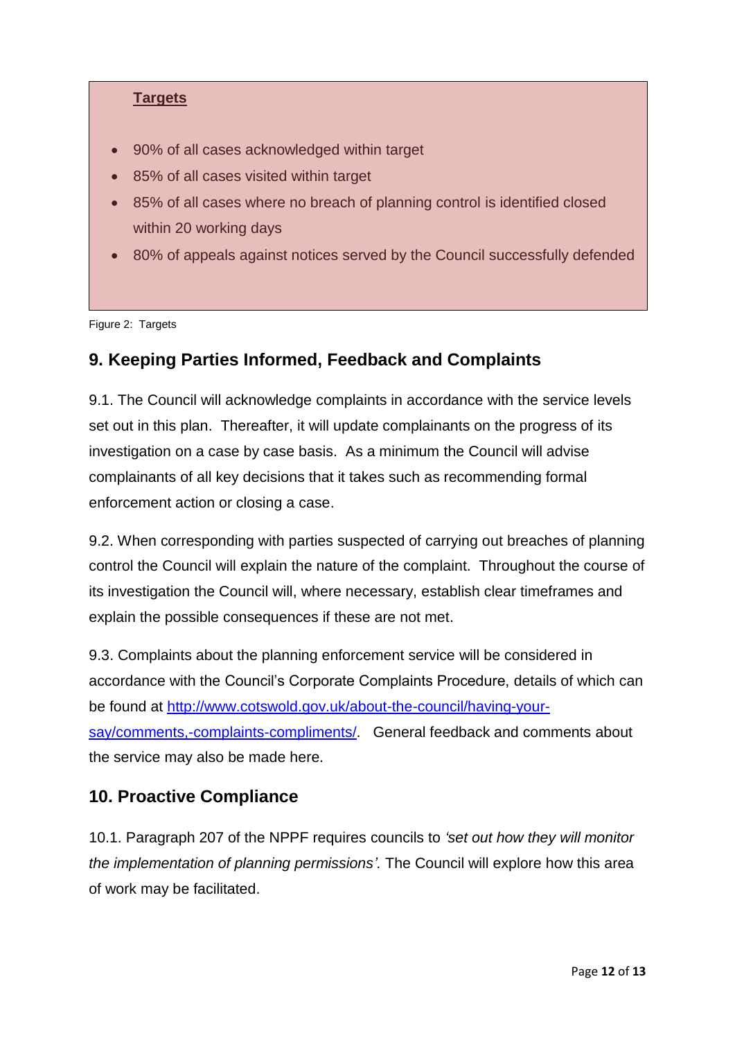**Targets**

- 90% of all cases acknowledged within target
- 85% of all cases visited within target
- 85% of all cases where no breach of planning control is identified closed within 20 working days
- 80% of appeals against notices served by the Council successfully defended

Figure 2: Targets

## 9. Keeping Parties Informed, Feedback and Complaints

9.1. The Council will acknowledge complaints in accordance with the service levels set out in this plan. Thereafter, it will update complainants on the progress of its investigation on a case by case basis. As a minimum the Council will advise complainants of all key decisions that it takes such as recommending formal enforcement action or closing a case.

9.2. When corresponding with parties suspected of carrying out breaches of planning control the Council will explain the nature of the complaint. Throughout the course of its investigation the Council will, where necessary, establish clear timeframes and explain the possible consequences if these are not met.

9.3. Complaints about the planning enforcement service will be considered in accordance with the Council's Corporate Complaints Procedure, details of which can be found at [http://www.cotswold.gov.uk/about-the-council/having-your-say/comments,-complaints-compliments/](http://www.cotswold.gov.uk/about-the-council/having-your-say/comments,-complaints-compliments/). General feedback and comments about the service may also be made here.

## 10. Proactive Compliance

10.1. Paragraph 207 of the NPPF requires councils to *'set out how they will monitor the implementation of planning permissions'.* The Council will explore how this area of work may be facilitated.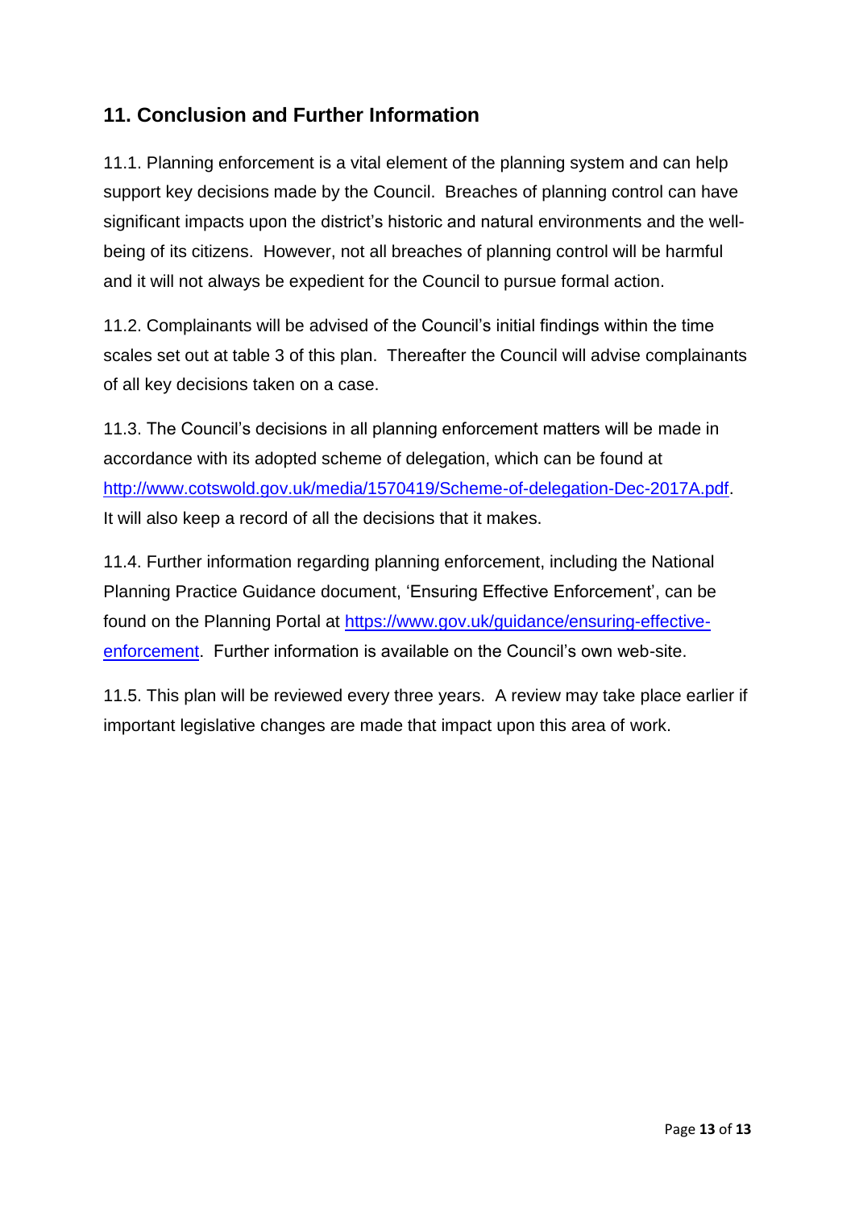## 11. Conclusion and Further Information

11.1. Planning enforcement is a vital element of the planning system and can help support key decisions made by the Council. Breaches of planning control can have significant impacts upon the district's historic and natural environments and the well-being of its citizens. However, not all breaches of planning control will be harmful and it will not always be expedient for the Council to pursue formal action.

11.2. Complainants will be advised of the Council's initial findings within the time scales set out at table 3 of this plan. Thereafter the Council will advise complainants of all key decisions taken on a case.

11.3. The Council's decisions in all planning enforcement matters will be made in accordance with its adopted scheme of delegation, which can be found at [http://www.cotswold.gov.uk/media/1570419/Scheme-of-delegation-Dec-2017A.pdf](http://www.cotswold.gov.uk/media/1570419/Scheme-of-delegation-Dec-2017A.pdf). It will also keep a record of all the decisions that it makes.

11.4. Further information regarding planning enforcement, including the National Planning Practice Guidance document, 'Ensuring Effective Enforcement', can be found on the Planning Portal at [https://www.gov.uk/guidance/ensuring-effective-enforcement](https://www.gov.uk/guidance/ensuring-effective-enforcement). Further information is available on the Council's own web-site.

11.5. This plan will be reviewed every three years. A review may take place earlier if important legislative changes are made that impact upon this area of work.